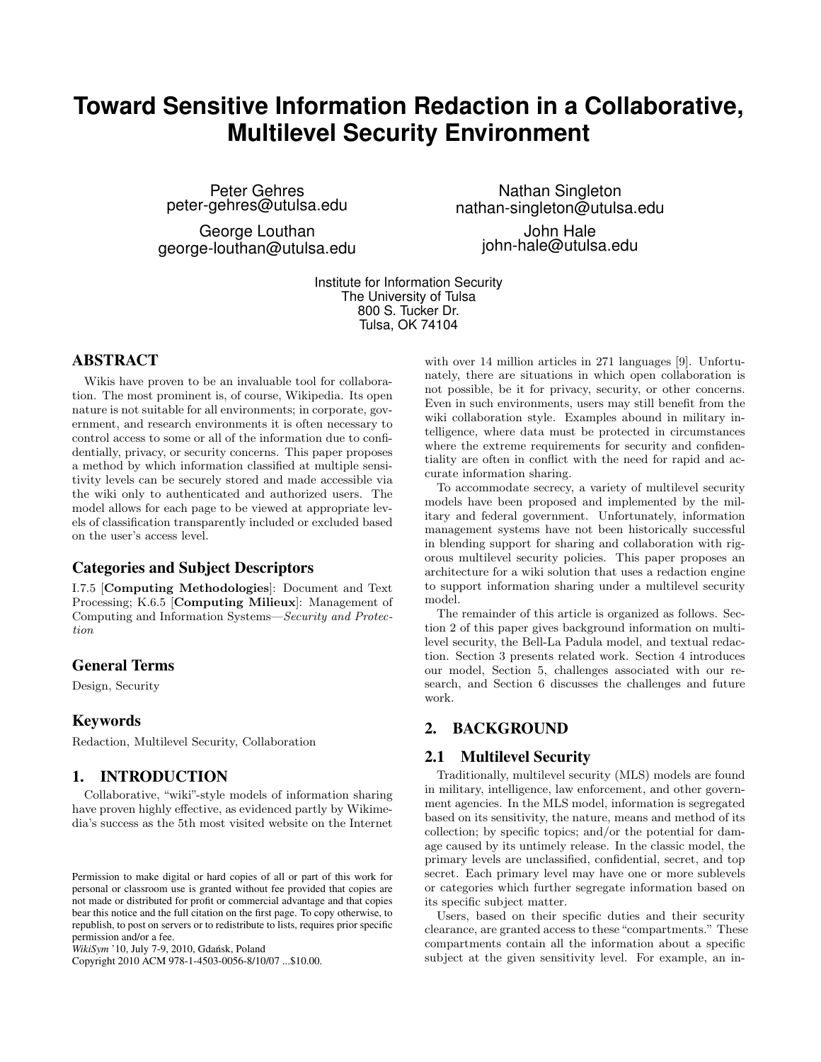# Toward Sensitive Information Redaction in a Collaborative, Multilevel Security Environment

Peter Gehres
peter-gehres@utulsa.edu

George Louthan
george-louthan@utulsa.edu

Nathan Singleton
nathan-singleton@utulsa.edu

John Hale
john-hale@utulsa.edu

Institute for Information Security
The University of Tulsa
800 S. Tucker Dr.
Tulsa, OK 74104

## ABSTRACT

Wikis have proven to be an invaluable tool for collaboration. The most prominent is, of course, Wikipedia. Its open nature is not suitable for all environments; in corporate, government, and research environments it is often necessary to control access to some or all of the information due to confidentially, privacy, or security concerns. This paper proposes a method by which information classified at multiple sensitivity levels can be securely stored and made accessible via the wiki only to authenticated and authorized users. The model allows for each page to be viewed at appropriate levels of classification transparently included or excluded based on the user's access level.

### Categories and Subject Descriptors

I.7.5 [**Computing Methodologies**]: Document and Text Processing; K.6.5 [**Computing Milieux**]: Management of Computing and Information Systems—*Security and Protection*

### General Terms

Design, Security

### Keywords

Redaction, Multilevel Security, Collaboration

## 1. INTRODUCTION

Collaborative, "wiki"-style models of information sharing have proven highly effective, as evidenced partly by Wikimedia's success as the 5th most visited website on the Internet with over 14 million articles in 271 languages [9]. Unfortunately, there are situations in which open collaboration is not possible, be it for privacy, security, or other concerns. Even in such environments, users may still benefit from the wiki collaboration style. Examples abound in military intelligence, where data must be protected in circumstances where the extreme requirements for security and confidentiality are often in conflict with the need for rapid and accurate information sharing.

To accommodate secrecy, a variety of multilevel security models have been proposed and implemented by the military and federal government. Unfortunately, information management systems have not been historically successful in blending support for sharing and collaboration with rigorous multilevel security policies. This paper proposes an architecture for a wiki solution that uses a redaction engine to support information sharing under a multilevel security model.

The remainder of this article is organized as follows. Section 2 of this paper gives background information on multilevel security, the Bell-La Padula model, and textual redaction. Section 3 presents related work. Section 4 introduces our model, Section 5, challenges associated with our research, and Section 6 discusses the challenges and future work.

Permission to make digital or hard copies of all or part of this work for personal or classroom use is granted without fee provided that copies are not made or distributed for profit or commercial advantage and that copies bear this notice and the full citation on the first page. To copy otherwise, to republish, to post on servers or to redistribute to lists, requires prior specific permission and/or a fee.
*WikiSym* '10, July 7-9, 2010, Gdańsk, Poland
Copyright 2010 ACM 978-1-4503-0056-8/10/07 ...$10.00.

## 2. BACKGROUND

### 2.1 Multilevel Security

Traditionally, multilevel security (MLS) models are found in military, intelligence, law enforcement, and other government agencies. In the MLS model, information is segregated based on its sensitivity, the nature, means and method of its collection; by specific topics; and/or the potential for damage caused by its untimely release. In the classic model, the primary levels are unclassified, confidential, secret, and top secret. Each primary level may have one or more sublevels or categories which further segregate information based on its specific subject matter.

Users, based on their specific duties and their security clearance, are granted access to these "compartments." These compartments contain all the information about a specific subject at the given sensitivity level. For example, an in-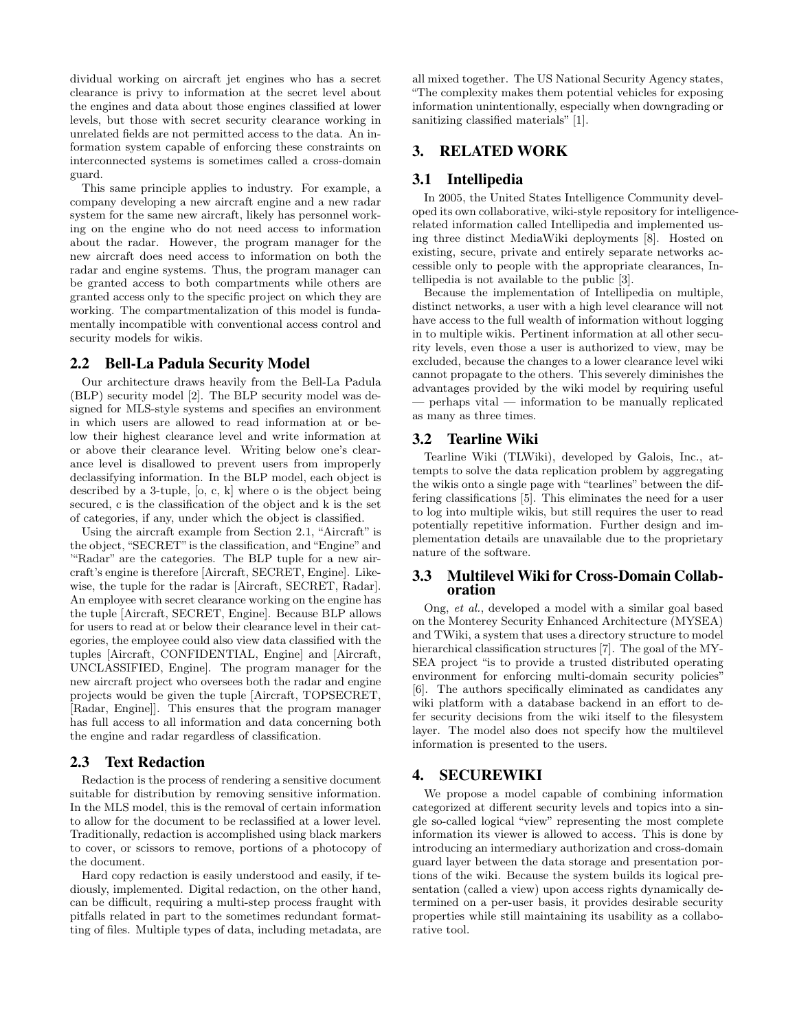dividual working on aircraft jet engines who has a secret clearance is privy to information at the secret level about the engines and data about those engines classified at lower levels, but those with secret security clearance working in unrelated fields are not permitted access to the data. An information system capable of enforcing these constraints on interconnected systems is sometimes called a cross-domain guard.

This same principle applies to industry. For example, a company developing a new aircraft engine and a new radar system for the same new aircraft, likely has personnel working on the engine who do not need access to information about the radar. However, the program manager for the new aircraft does need access to information on both the radar and engine systems. Thus, the program manager can be granted access to both compartments while others are granted access only to the specific project on which they are working. The compartmentalization of this model is fundamentally incompatible with conventional access control and security models for wikis.

## 2.2 Bell-La Padula Security Model

Our architecture draws heavily from the Bell-La Padula (BLP) security model [2]. The BLP security model was designed for MLS-style systems and specifies an environment in which users are allowed to read information at or below their highest clearance level and write information at or above their clearance level. Writing below one's clearance level is disallowed to prevent users from improperly declassifying information. In the BLP model, each object is described by a 3-tuple, [o, c, k] where o is the object being secured, c is the classification of the object and k is the set of categories, if any, under which the object is classified.

Using the aircraft example from Section 2.1, "Aircraft" is the object, "SECRET" is the classification, and "Engine" and '"Radar" are the categories. The BLP tuple for a new aircraft's engine is therefore [Aircraft, SECRET, Engine]. Likewise, the tuple for the radar is [Aircraft, SECRET, Radar]. An employee with secret clearance working on the engine has the tuple [Aircraft, SECRET, Engine]. Because BLP allows for users to read at or below their clearance level in their categories, the employee could also view data classified with the tuples [Aircraft, CONFIDENTIAL, Engine] and [Aircraft, UNCLASSIFIED, Engine]. The program manager for the new aircraft project who oversees both the radar and engine projects would be given the tuple [Aircraft, TOPSECRET, [Radar, Engine]]. This ensures that the program manager has full access to all information and data concerning both the engine and radar regardless of classification.

## 2.3 Text Redaction

Redaction is the process of rendering a sensitive document suitable for distribution by removing sensitive information. In the MLS model, this is the removal of certain information to allow for the document to be reclassified at a lower level. Traditionally, redaction is accomplished using black markers to cover, or scissors to remove, portions of a photocopy of the document.

Hard copy redaction is easily understood and easily, if tediously, implemented. Digital redaction, on the other hand, can be difficult, requiring a multi-step process fraught with pitfalls related in part to the sometimes redundant formatting of files. Multiple types of data, including metadata, are all mixed together. The US National Security Agency states, "The complexity makes them potential vehicles for exposing information unintentionally, especially when downgrading or sanitizing classified materials" [1].

# 3. RELATED WORK

## 3.1 Intellipedia

In 2005, the United States Intelligence Community developed its own collaborative, wiki-style repository for intelligence-related information called Intellipedia and implemented using three distinct MediaWiki deployments [8]. Hosted on existing, secure, private and entirely separate networks accessible only to people with the appropriate clearances, Intellipedia is not available to the public [3].

Because the implementation of Intellipedia on multiple, distinct networks, a user with a high level clearance will not have access to the full wealth of information without logging in to multiple wikis. Pertinent information at all other security levels, even those a user is authorized to view, may be excluded, because the changes to a lower clearance level wiki cannot propagate to the others. This severely diminishes the advantages provided by the wiki model by requiring useful — perhaps vital — information to be manually replicated as many as three times.

## 3.2 Tearline Wiki

Tearline Wiki (TLWiki), developed by Galois, Inc., attempts to solve the data replication problem by aggregating the wikis onto a single page with "tearlines" between the differing classifications [5]. This eliminates the need for a user to log into multiple wikis, but still requires the user to read potentially repetitive information. Further design and implementation details are unavailable due to the proprietary nature of the software.

## 3.3 Multilevel Wiki for Cross-Domain Collaboration

Ong, *et al.*, developed a model with a similar goal based on the Monterey Security Enhanced Architecture (MYSEA) and TWiki, a system that uses a directory structure to model hierarchical classification structures [7]. The goal of the MYSEA project "is to provide a trusted distributed operating environment for enforcing multi-domain security policies" [6]. The authors specifically eliminated as candidates any wiki platform with a database backend in an effort to defer security decisions from the wiki itself to the filesystem layer. The model also does not specify how the multilevel information is presented to the users.

# 4. SECUREWIKI

We propose a model capable of combining information categorized at different security levels and topics into a single so-called logical "view" representing the most complete information its viewer is allowed to access. This is done by introducing an intermediary authorization and cross-domain guard layer between the data storage and presentation portions of the wiki. Because the system builds its logical presentation (called a view) upon access rights dynamically determined on a per-user basis, it provides desirable security properties while still maintaining its usability as a collaborative tool.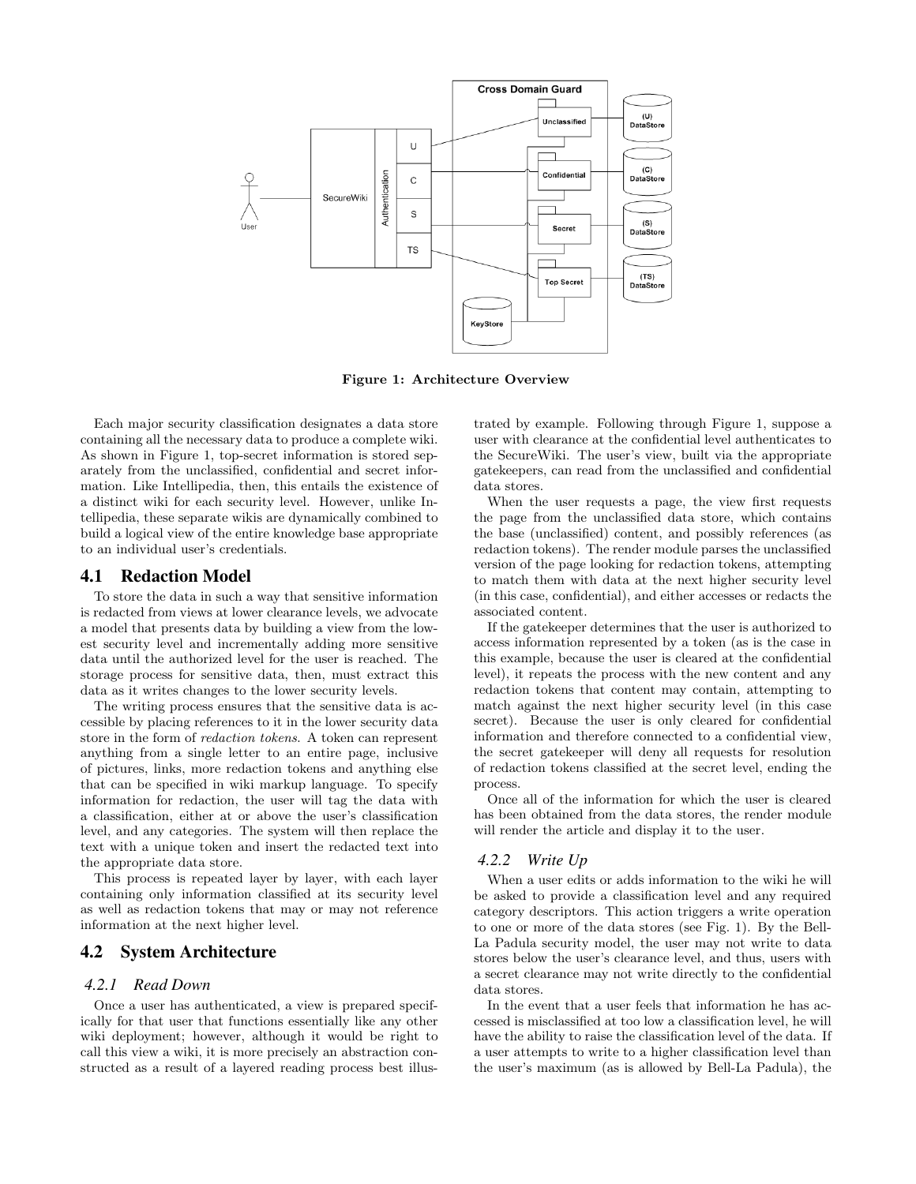Figure 1: Architecture Overview

Each major security classification designates a data store containing all the necessary data to produce a complete wiki. As shown in Figure 1, top-secret information is stored separately from the unclassified, confidential and secret information. Like Intellipedia, then, this entails the existence of a distinct wiki for each security level. However, unlike Intellipedia, these separate wikis are dynamically combined to build a logical view of the entire knowledge base appropriate to an individual user's credentials.

## 4.1 Redaction Model

To store the data in such a way that sensitive information is redacted from views at lower clearance levels, we advocate a model that presents data by building a view from the lowest security level and incrementally adding more sensitive data until the authorized level for the user is reached. The storage process for sensitive data, then, must extract this data as it writes changes to the lower security levels.

The writing process ensures that the sensitive data is accessible by placing references to it in the lower security data store in the form of *redaction tokens*. A token can represent anything from a single letter to an entire page, inclusive of pictures, links, more redaction tokens and anything else that can be specified in wiki markup language. To specify information for redaction, the user will tag the data with a classification, either at or above the user's classification level, and any categories. The system will then replace the text with a unique token and insert the redacted text into the appropriate data store.

This process is repeated layer by layer, with each layer containing only information classified at its security level as well as redaction tokens that may or may not reference information at the next higher level.

## 4.2 System Architecture

### 4.2.1 Read Down

Once a user has authenticated, a view is prepared specifically for that user that functions essentially like any other wiki deployment; however, although it would be right to call this view a wiki, it is more precisely an abstraction constructed as a result of a layered reading process best illustrated by example. Following through Figure 1, suppose a user with clearance at the confidential level authenticates to the SecureWiki. The user's view, built via the appropriate gatekeepers, can read from the unclassified and confidential data stores.

When the user requests a page, the view first requests the page from the unclassified data store, which contains the base (unclassified) content, and possibly references (as redaction tokens). The render module parses the unclassified version of the page looking for redaction tokens, attempting to match them with data at the next higher security level (in this case, confidential), and either accesses or redacts the associated content.

If the gatekeeper determines that the user is authorized to access information represented by a token (as is the case in this example, because the user is cleared at the confidential level), it repeats the process with the new content and any redaction tokens that content may contain, attempting to match against the next higher security level (in this case secret). Because the user is only cleared for confidential information and therefore connected to a confidential view, the secret gatekeeper will deny all requests for resolution of redaction tokens classified at the secret level, ending the process.

Once all of the information for which the user is cleared has been obtained from the data stores, the render module will render the article and display it to the user.

### 4.2.2 Write Up

When a user edits or adds information to the wiki he will be asked to provide a classification level and any required category descriptors. This action triggers a write operation to one or more of the data stores (see Fig. 1). By the Bell-La Padula security model, the user may not write to data stores below the user's clearance level, and thus, users with a secret clearance may not write directly to the confidential data stores.

In the event that a user feels that information he has accessed is misclassified at too low a classification level, he will have the ability to raise the classification level of the data. If a user attempts to write to a higher classification level than the user's maximum (as is allowed by Bell-La Padula), the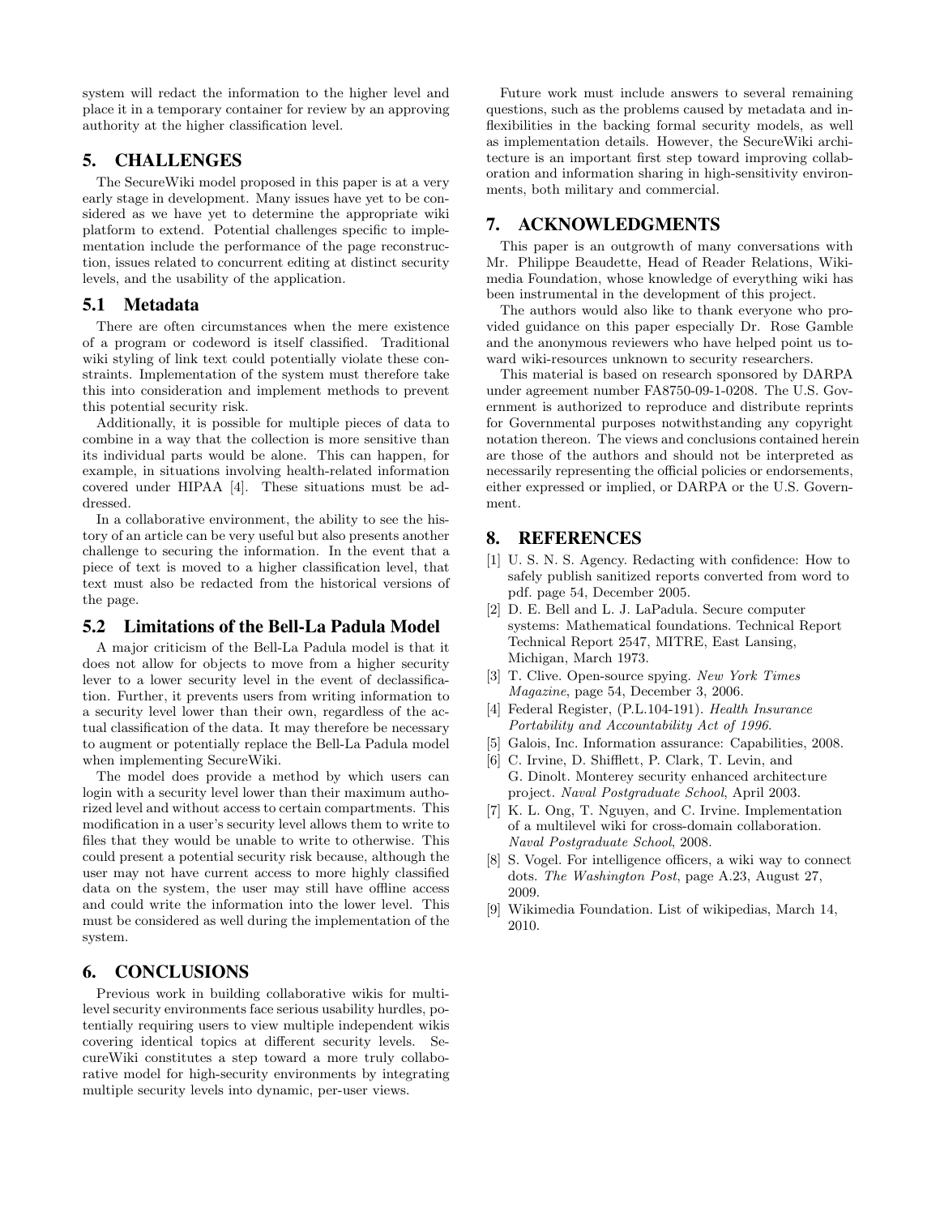system will redact the information to the higher level and place it in a temporary container for review by an approving authority at the higher classification level.

## 5. CHALLENGES

The SecureWiki model proposed in this paper is at a very early stage in development. Many issues have yet to be considered as we have yet to determine the appropriate wiki platform to extend. Potential challenges specific to implementation include the performance of the page reconstruction, issues related to concurrent editing at distinct security levels, and the usability of the application.

### 5.1 Metadata

There are often circumstances when the mere existence of a program or codeword is itself classified. Traditional wiki styling of link text could potentially violate these constraints. Implementation of the system must therefore take this into consideration and implement methods to prevent this potential security risk.

Additionally, it is possible for multiple pieces of data to combine in a way that the collection is more sensitive than its individual parts would be alone. This can happen, for example, in situations involving health-related information covered under HIPAA [4]. These situations must be addressed.

In a collaborative environment, the ability to see the history of an article can be very useful but also presents another challenge to securing the information. In the event that a piece of text is moved to a higher classification level, that text must also be redacted from the historical versions of the page.

### 5.2 Limitations of the Bell-La Padula Model

A major criticism of the Bell-La Padula model is that it does not allow for objects to move from a higher security lever to a lower security level in the event of declassification. Further, it prevents users from writing information to a security level lower than their own, regardless of the actual classification of the data. It may therefore be necessary to augment or potentially replace the Bell-La Padula model when implementing SecureWiki.

The model does provide a method by which users can login with a security level lower than their maximum authorized level and without access to certain compartments. This modification in a user's security level allows them to write to files that they would be unable to write to otherwise. This could present a potential security risk because, although the user may not have current access to more highly classified data on the system, the user may still have offline access and could write the information into the lower level. This must be considered as well during the implementation of the system.

## 6. CONCLUSIONS

Previous work in building collaborative wikis for multilevel security environments face serious usability hurdles, potentially requiring users to view multiple independent wikis covering identical topics at different security levels. SecureWiki constitutes a step toward a more truly collaborative model for high-security environments by integrating multiple security levels into dynamic, per-user views.

Future work must include answers to several remaining questions, such as the problems caused by metadata and inflexibilities in the backing formal security models, as well as implementation details. However, the SecureWiki architecture is an important first step toward improving collaboration and information sharing in high-sensitivity environments, both military and commercial.

## 7. ACKNOWLEDGMENTS

This paper is an outgrowth of many conversations with Mr. Philippe Beaudette, Head of Reader Relations, Wikimedia Foundation, whose knowledge of everything wiki has been instrumental in the development of this project.

The authors would also like to thank everyone who provided guidance on this paper especially Dr. Rose Gamble and the anonymous reviewers who have helped point us toward wiki-resources unknown to security researchers.

This material is based on research sponsored by DARPA under agreement number FA8750-09-1-0208. The U.S. Government is authorized to reproduce and distribute reprints for Governmental purposes notwithstanding any copyright notation thereon. The views and conclusions contained herein are those of the authors and should not be interpreted as necessarily representing the official policies or endorsements, either expressed or implied, or DARPA or the U.S. Government.

## 8. REFERENCES

[1] U. S. N. S. Agency. Redacting with confidence: How to safely publish sanitized reports converted from word to pdf. page 54, December 2005.

[2] D. E. Bell and L. J. LaPadula. Secure computer systems: Mathematical foundations. Technical Report Technical Report 2547, MITRE, East Lansing, Michigan, March 1973.

[3] T. Clive. Open-source spying. *New York Times Magazine*, page 54, December 3, 2006.

[4] Federal Register, (P.L.104-191). *Health Insurance Portability and Accountability Act of 1996*.

[5] Galois, Inc. Information assurance: Capabilities, 2008.

[6] C. Irvine, D. Shifflett, P. Clark, T. Levin, and G. Dinolt. Monterey security enhanced architecture project. *Naval Postgraduate School*, April 2003.

[7] K. L. Ong, T. Nguyen, and C. Irvine. Implementation of a multilevel wiki for cross-domain collaboration. *Naval Postgraduate School*, 2008.

[8] S. Vogel. For intelligence officers, a wiki way to connect dots. *The Washington Post*, page A.23, August 27, 2009.

[9] Wikimedia Foundation. List of wikipedias, March 14, 2010.